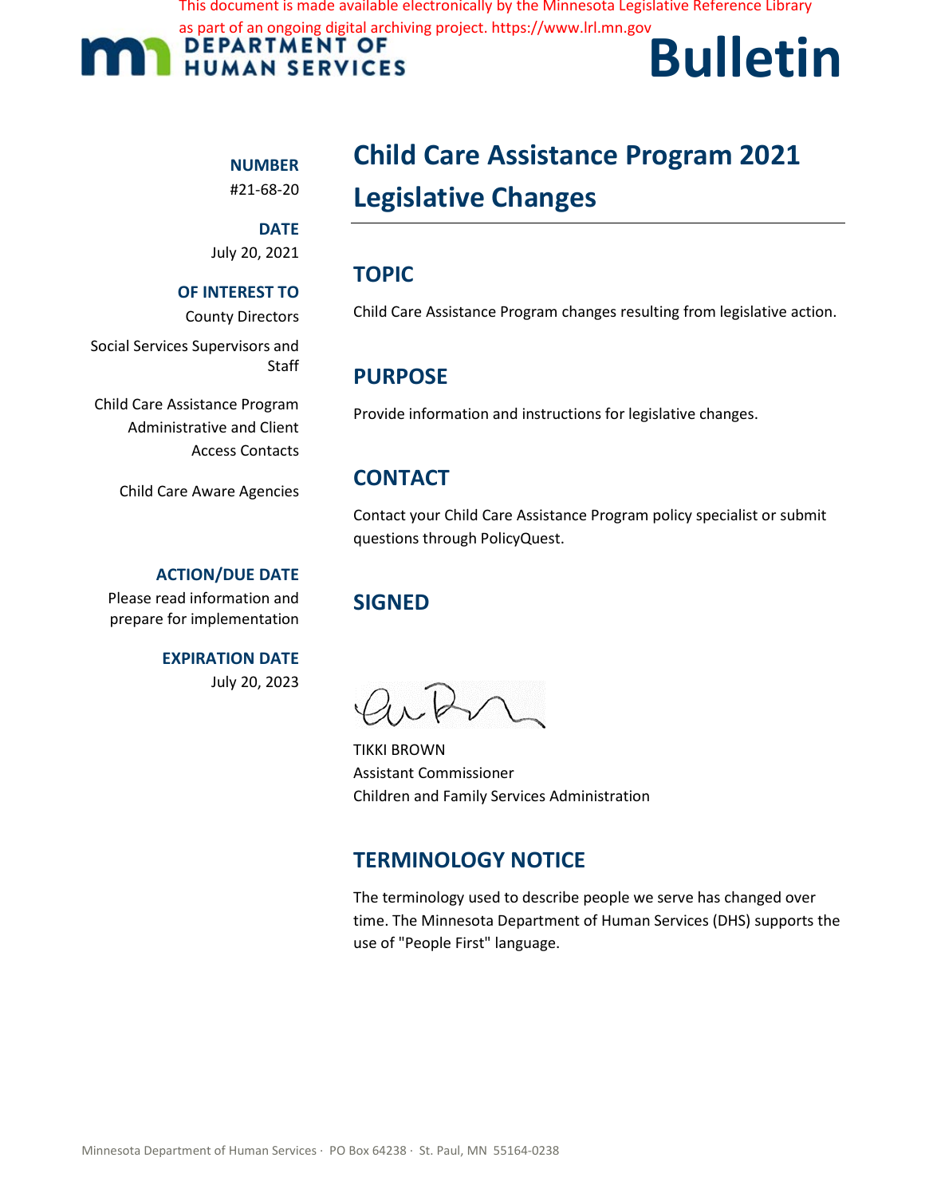This document is made available electronically by the Minnesota Legislative Reference Library as part of an ongoing digital archiving project. https://www.lrl.mn.gov

DEPARTMENT OF HUMAN SERVICES

# Bulletin

**NUMBER**
#21-68-20

**DATE**
July 20, 2021

**OF INTEREST TO**

County Directors

Social Services Supervisors and Staff

Child Care Assistance Program Administrative and Client Access Contacts

Child Care Aware Agencies

**ACTION/DUE DATE**
Please read information and prepare for implementation

**EXPIRATION DATE**
July 20, 2023

# Child Care Assistance Program 2021 Legislative Changes

## TOPIC

Child Care Assistance Program changes resulting from legislative action.

## PURPOSE

Provide information and instructions for legislative changes.

## CONTACT

Contact your Child Care Assistance Program policy specialist or submit questions through PolicyQuest.

## SIGNED

TIKKI BROWN
Assistant Commissioner
Children and Family Services Administration

## TERMINOLOGY NOTICE

The terminology used to describe people we serve has changed over time. The Minnesota Department of Human Services (DHS) supports the use of "People First" language.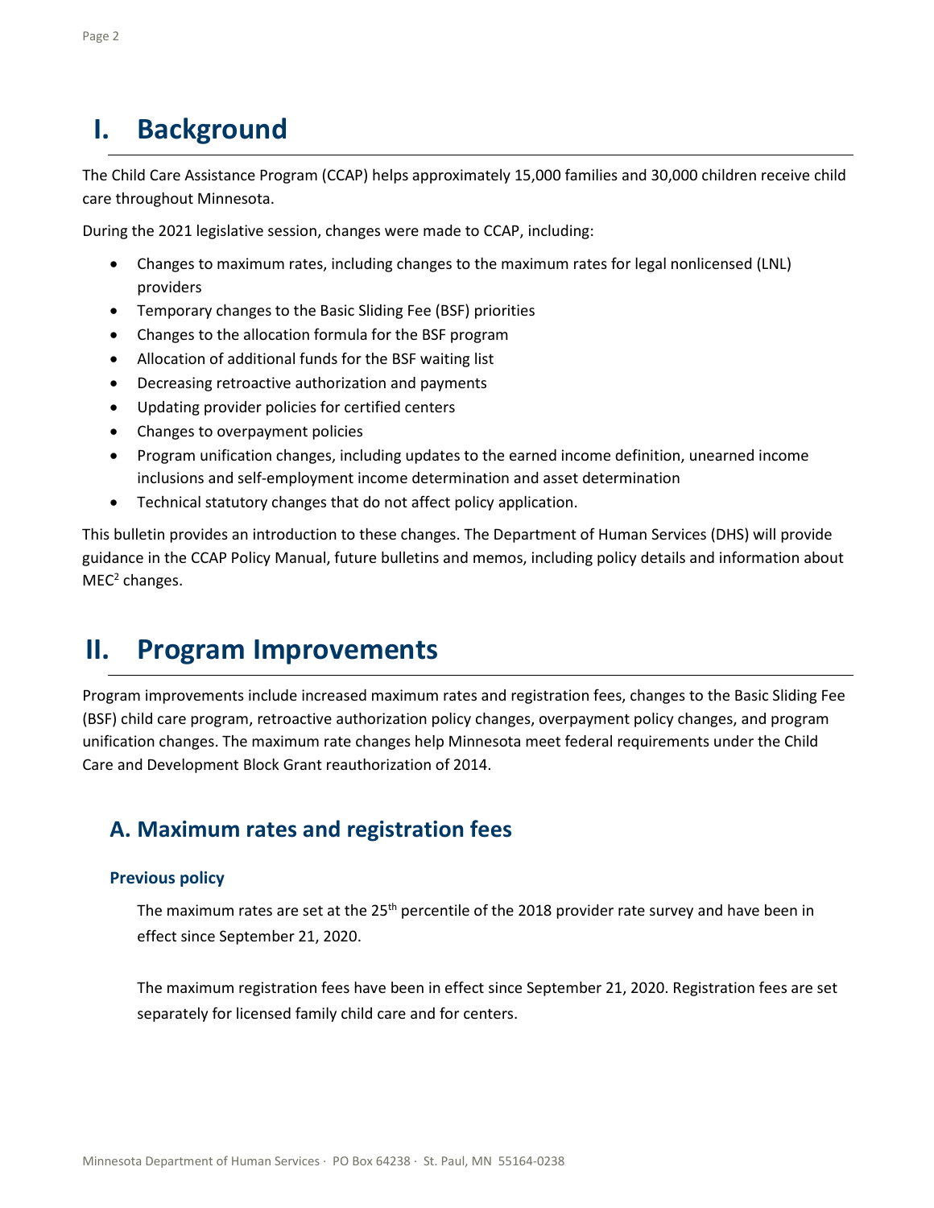# I. Background

The Child Care Assistance Program (CCAP) helps approximately 15,000 families and 30,000 children receive child care throughout Minnesota.

During the 2021 legislative session, changes were made to CCAP, including:

- Changes to maximum rates, including changes to the maximum rates for legal nonlicensed (LNL) providers
- Temporary changes to the Basic Sliding Fee (BSF) priorities
- Changes to the allocation formula for the BSF program
- Allocation of additional funds for the BSF waiting list
- Decreasing retroactive authorization and payments
- Updating provider policies for certified centers
- Changes to overpayment policies
- Program unification changes, including updates to the earned income definition, unearned income inclusions and self-employment income determination and asset determination
- Technical statutory changes that do not affect policy application.

This bulletin provides an introduction to these changes. The Department of Human Services (DHS) will provide guidance in the CCAP Policy Manual, future bulletins and memos, including policy details and information about $MEC^2$ changes.

# II. Program Improvements

Program improvements include increased maximum rates and registration fees, changes to the Basic Sliding Fee (BSF) child care program, retroactive authorization policy changes, overpayment policy changes, and program unification changes. The maximum rate changes help Minnesota meet federal requirements under the Child Care and Development Block Grant reauthorization of 2014.

## A. Maximum rates and registration fees

### Previous policy

The maximum rates are set at the 25th percentile of the 2018 provider rate survey and have been in effect since September 21, 2020.

The maximum registration fees have been in effect since September 21, 2020. Registration fees are set separately for licensed family child care and for centers.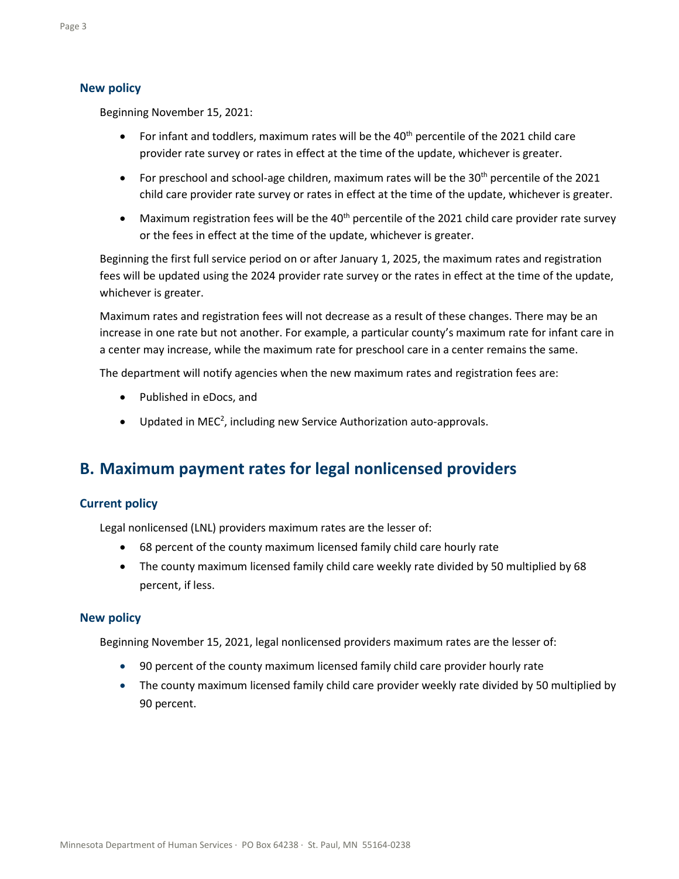### New policy

Beginning November 15, 2021:

- For infant and toddlers, maximum rates will be the 40th percentile of the 2021 child care provider rate survey or rates in effect at the time of the update, whichever is greater.
- For preschool and school-age children, maximum rates will be the 30th percentile of the 2021 child care provider rate survey or rates in effect at the time of the update, whichever is greater.
- Maximum registration fees will be the 40th percentile of the 2021 child care provider rate survey or the fees in effect at the time of the update, whichever is greater.

Beginning the first full service period on or after January 1, 2025, the maximum rates and registration fees will be updated using the 2024 provider rate survey or the rates in effect at the time of the update, whichever is greater.

Maximum rates and registration fees will not decrease as a result of these changes. There may be an increase in one rate but not another. For example, a particular county's maximum rate for infant care in a center may increase, while the maximum rate for preschool care in a center remains the same.

The department will notify agencies when the new maximum rates and registration fees are:

- Published in eDocs, and
- Updated in MEC[2], including new Service Authorization auto-approvals.

## B. Maximum payment rates for legal nonlicensed providers

### Current policy

Legal nonlicensed (LNL) providers maximum rates are the lesser of:

- 68 percent of the county maximum licensed family child care hourly rate
- The county maximum licensed family child care weekly rate divided by 50 multiplied by 68 percent, if less.

### New policy

Beginning November 15, 2021, legal nonlicensed providers maximum rates are the lesser of:

- 90 percent of the county maximum licensed family child care provider hourly rate
- The county maximum licensed family child care provider weekly rate divided by 50 multiplied by 90 percent.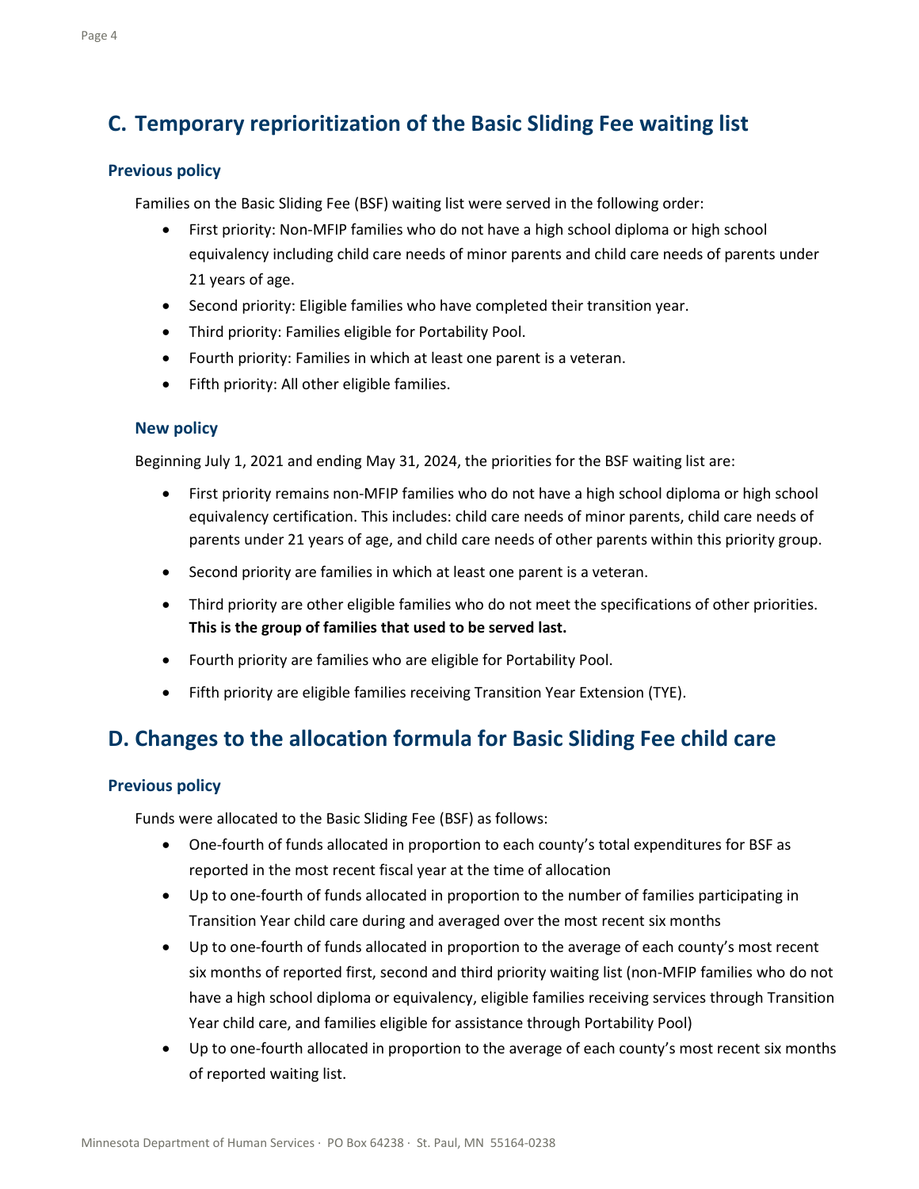## C. Temporary reprioritization of the Basic Sliding Fee waiting list

### Previous policy

Families on the Basic Sliding Fee (BSF) waiting list were served in the following order:

- First priority: Non-MFIP families who do not have a high school diploma or high school equivalency including child care needs of minor parents and child care needs of parents under 21 years of age.
- Second priority: Eligible families who have completed their transition year.
- Third priority: Families eligible for Portability Pool.
- Fourth priority: Families in which at least one parent is a veteran.
- Fifth priority: All other eligible families.

### New policy

Beginning July 1, 2021 and ending May 31, 2024, the priorities for the BSF waiting list are:

- First priority remains non-MFIP families who do not have a high school diploma or high school equivalency certification. This includes: child care needs of minor parents, child care needs of parents under 21 years of age, and child care needs of other parents within this priority group.
- Second priority are families in which at least one parent is a veteran.
- Third priority are other eligible families who do not meet the specifications of other priorities. **This is the group of families that used to be served last.**
- Fourth priority are families who are eligible for Portability Pool.
- Fifth priority are eligible families receiving Transition Year Extension (TYE).

## D. Changes to the allocation formula for Basic Sliding Fee child care

### Previous policy

Funds were allocated to the Basic Sliding Fee (BSF) as follows:

- One-fourth of funds allocated in proportion to each county's total expenditures for BSF as reported in the most recent fiscal year at the time of allocation
- Up to one-fourth of funds allocated in proportion to the number of families participating in Transition Year child care during and averaged over the most recent six months
- Up to one-fourth of funds allocated in proportion to the average of each county's most recent six months of reported first, second and third priority waiting list (non-MFIP families who do not have a high school diploma or equivalency, eligible families receiving services through Transition Year child care, and families eligible for assistance through Portability Pool)
- Up to one-fourth allocated in proportion to the average of each county's most recent six months of reported waiting list.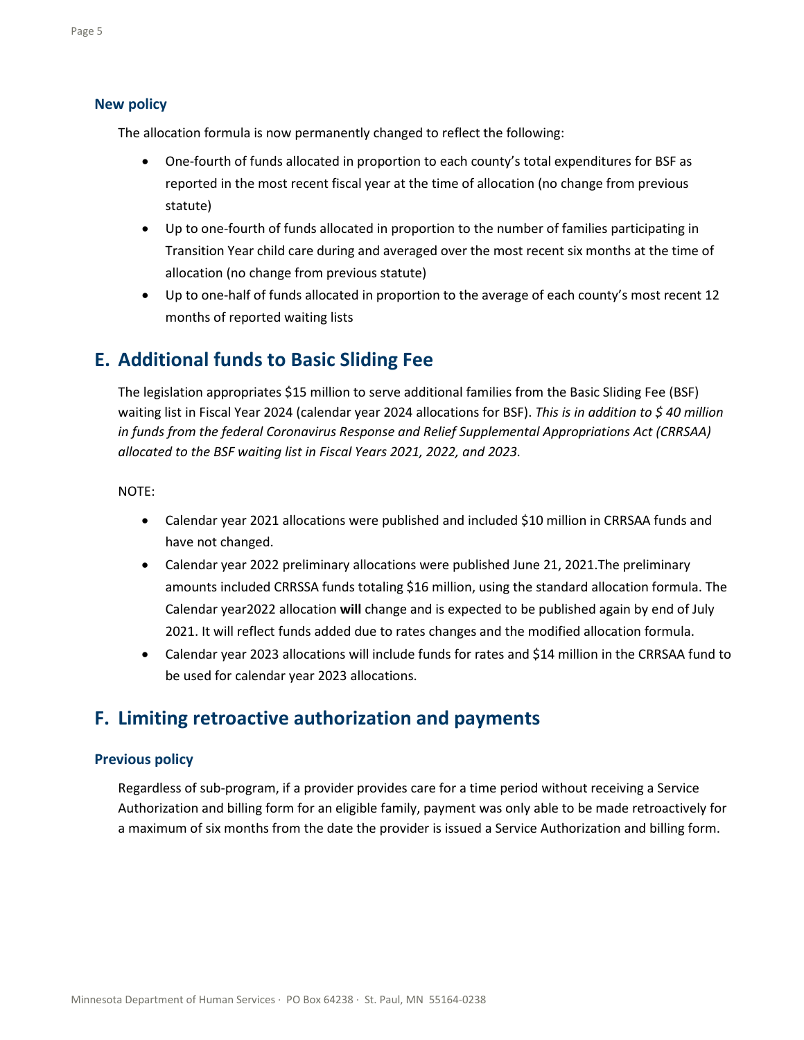### New policy

The allocation formula is now permanently changed to reflect the following:

- One-fourth of funds allocated in proportion to each county's total expenditures for BSF as reported in the most recent fiscal year at the time of allocation (no change from previous statute)
- Up to one-fourth of funds allocated in proportion to the number of families participating in Transition Year child care during and averaged over the most recent six months at the time of allocation (no change from previous statute)
- Up to one-half of funds allocated in proportion to the average of each county's most recent 12 months of reported waiting lists

## E. Additional funds to Basic Sliding Fee

The legislation appropriates $15 million to serve additional families from the Basic Sliding Fee (BSF) waiting list in Fiscal Year 2024 (calendar year 2024 allocations for BSF). *This is in addition to $ 40 million in funds from the federal Coronavirus Response and Relief Supplemental Appropriations Act (CRRSAA) allocated to the BSF waiting list in Fiscal Years 2021, 2022, and 2023.*

NOTE:

- Calendar year 2021 allocations were published and included $10 million in CRRSAA funds and have not changed.
- Calendar year 2022 preliminary allocations were published June 21, 2021.The preliminary amounts included CRRSSA funds totaling $16 million, using the standard allocation formula. The Calendar year2022 allocation **will** change and is expected to be published again by end of July 2021. It will reflect funds added due to rates changes and the modified allocation formula.
- Calendar year 2023 allocations will include funds for rates and $14 million in the CRRSAA fund to be used for calendar year 2023 allocations.

## F. Limiting retroactive authorization and payments

### Previous policy

Regardless of sub-program, if a provider provides care for a time period without receiving a Service Authorization and billing form for an eligible family, payment was only able to be made retroactively for a maximum of six months from the date the provider is issued a Service Authorization and billing form.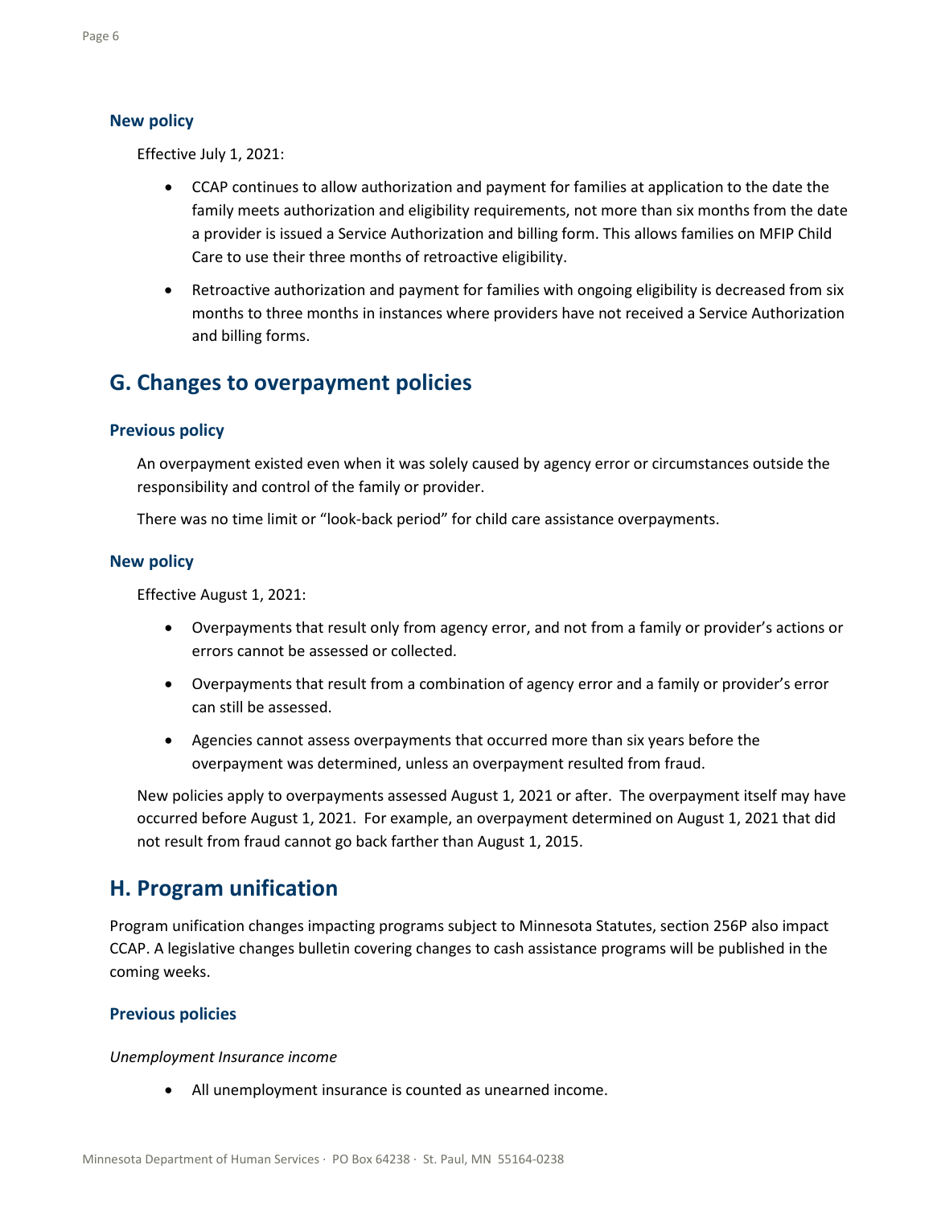### New policy

Effective July 1, 2021:

- CCAP continues to allow authorization and payment for families at application to the date the family meets authorization and eligibility requirements, not more than six months from the date a provider is issued a Service Authorization and billing form. This allows families on MFIP Child Care to use their three months of retroactive eligibility.
- Retroactive authorization and payment for families with ongoing eligibility is decreased from six months to three months in instances where providers have not received a Service Authorization and billing forms.

## G. Changes to overpayment policies

### Previous policy

An overpayment existed even when it was solely caused by agency error or circumstances outside the responsibility and control of the family or provider.

There was no time limit or "look-back period" for child care assistance overpayments.

### New policy

Effective August 1, 2021:

- Overpayments that result only from agency error, and not from a family or provider's actions or errors cannot be assessed or collected.
- Overpayments that result from a combination of agency error and a family or provider's error can still be assessed.
- Agencies cannot assess overpayments that occurred more than six years before the overpayment was determined, unless an overpayment resulted from fraud.

New policies apply to overpayments assessed August 1, 2021 or after. The overpayment itself may have occurred before August 1, 2021. For example, an overpayment determined on August 1, 2021 that did not result from fraud cannot go back farther than August 1, 2015.

## H. Program unification

Program unification changes impacting programs subject to Minnesota Statutes, section 256P also impact CCAP. A legislative changes bulletin covering changes to cash assistance programs will be published in the coming weeks.

### Previous policies

*Unemployment Insurance income*

- All unemployment insurance is counted as unearned income.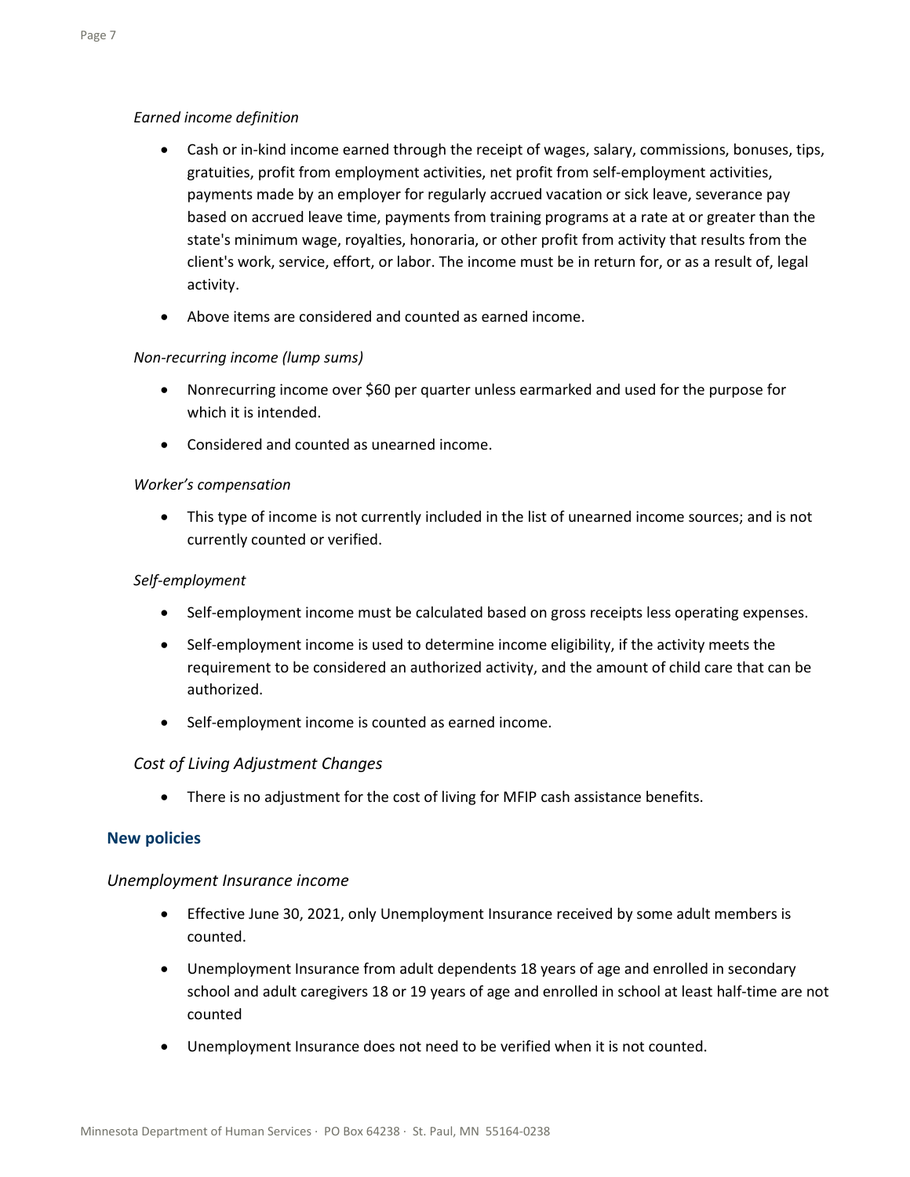*Earned income definition*

- Cash or in-kind income earned through the receipt of wages, salary, commissions, bonuses, tips, gratuities, profit from employment activities, net profit from self-employment activities, payments made by an employer for regularly accrued vacation or sick leave, severance pay based on accrued leave time, payments from training programs at a rate at or greater than the state's minimum wage, royalties, honoraria, or other profit from activity that results from the client's work, service, effort, or labor. The income must be in return for, or as a result of, legal activity.
- Above items are considered and counted as earned income.

*Non-recurring income (lump sums)*

- Nonrecurring income over $60 per quarter unless earmarked and used for the purpose for which it is intended.
- Considered and counted as unearned income.

*Worker's compensation*

- This type of income is not currently included in the list of unearned income sources; and is not currently counted or verified.

*Self-employment*

- Self-employment income must be calculated based on gross receipts less operating expenses.
- Self-employment income is used to determine income eligibility, if the activity meets the requirement to be considered an authorized activity, and the amount of child care that can be authorized.
- Self-employment income is counted as earned income.

*Cost of Living Adjustment Changes*

- There is no adjustment for the cost of living for MFIP cash assistance benefits.

### New policies

*Unemployment Insurance income*

- Effective June 30, 2021, only Unemployment Insurance received by some adult members is counted.
- Unemployment Insurance from adult dependents 18 years of age and enrolled in secondary school and adult caregivers 18 or 19 years of age and enrolled in school at least half-time are not counted
- Unemployment Insurance does not need to be verified when it is not counted.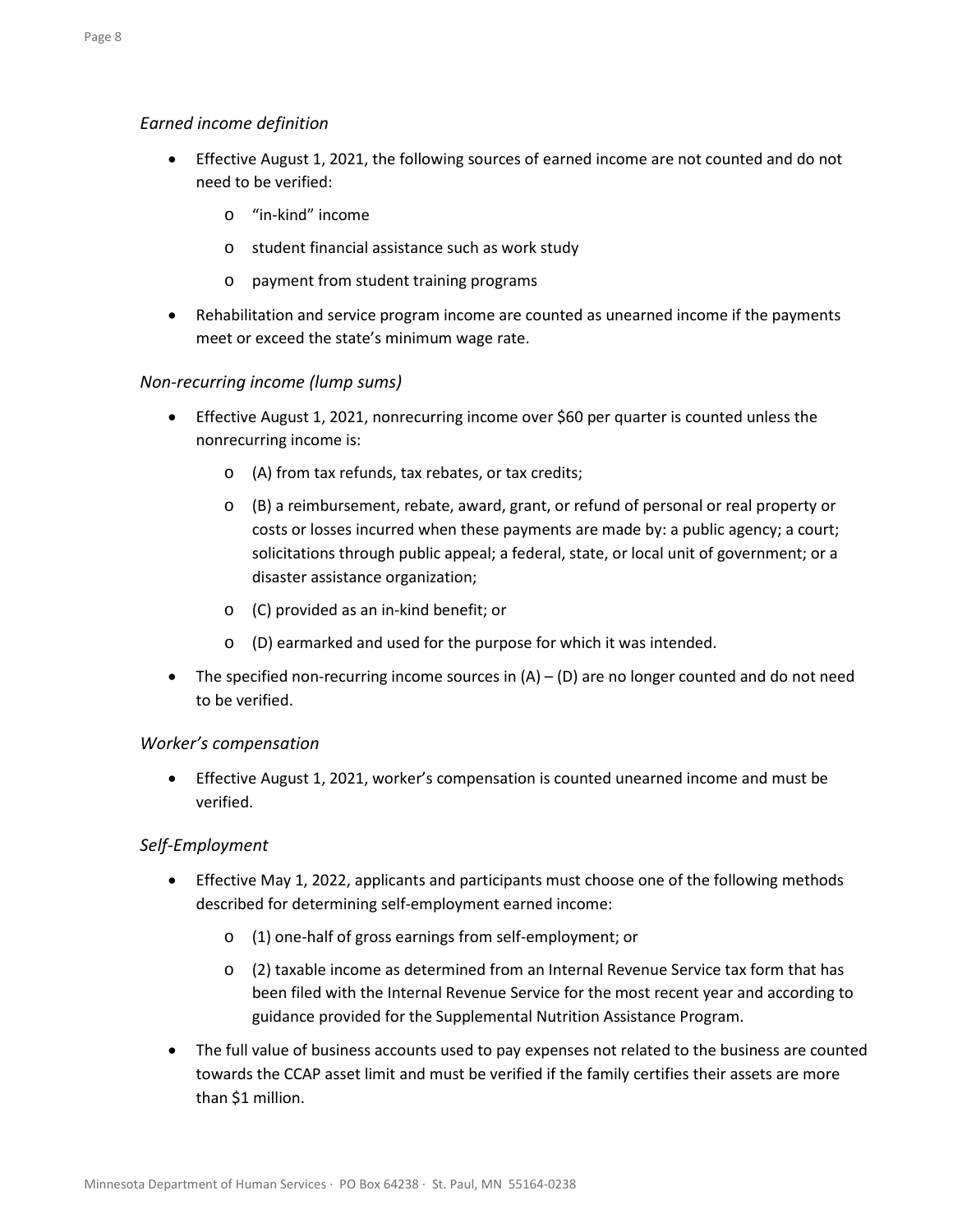*Earned income definition*

- Effective August 1, 2021, the following sources of earned income are not counted and do not need to be verified:
  - "in-kind" income
  - student financial assistance such as work study
  - payment from student training programs
- Rehabilitation and service program income are counted as unearned income if the payments meet or exceed the state's minimum wage rate.

*Non-recurring income (lump sums)*

- Effective August 1, 2021, nonrecurring income over $60 per quarter is counted unless the nonrecurring income is:
  - (A) from tax refunds, tax rebates, or tax credits;
  - (B) a reimbursement, rebate, award, grant, or refund of personal or real property or costs or losses incurred when these payments are made by: a public agency; a court; solicitations through public appeal; a federal, state, or local unit of government; or a disaster assistance organization;
  - (C) provided as an in-kind benefit; or
  - (D) earmarked and used for the purpose for which it was intended.
- The specified non-recurring income sources in (A) – (D) are no longer counted and do not need to be verified.

*Worker's compensation*

- Effective August 1, 2021, worker's compensation is counted unearned income and must be verified.

*Self-Employment*

- Effective May 1, 2022, applicants and participants must choose one of the following methods described for determining self-employment earned income:
  - (1) one-half of gross earnings from self-employment; or
  - (2) taxable income as determined from an Internal Revenue Service tax form that has been filed with the Internal Revenue Service for the most recent year and according to guidance provided for the Supplemental Nutrition Assistance Program.
- The full value of business accounts used to pay expenses not related to the business are counted towards the CCAP asset limit and must be verified if the family certifies their assets are more than $1 million.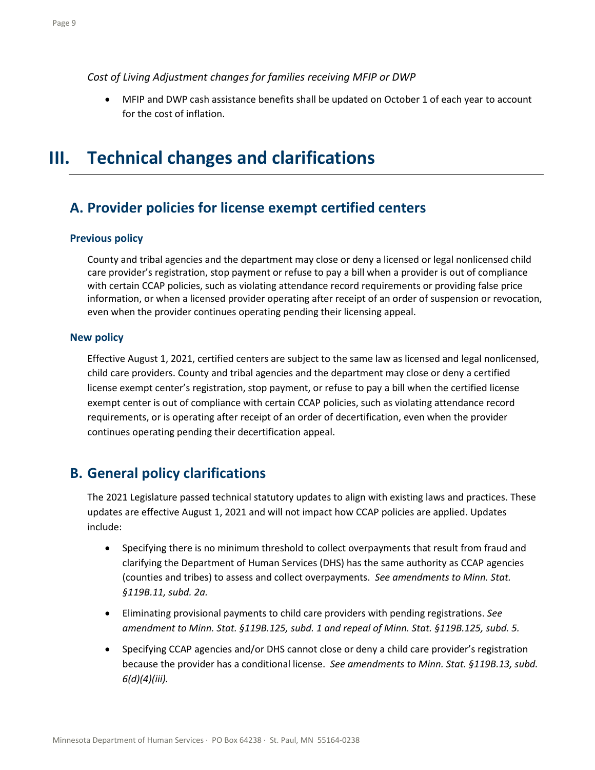*Cost of Living Adjustment changes for families receiving MFIP or DWP*

- MFIP and DWP cash assistance benefits shall be updated on October 1 of each year to account for the cost of inflation.

# III. Technical changes and clarifications

## A. Provider policies for license exempt certified centers

### Previous policy

County and tribal agencies and the department may close or deny a licensed or legal nonlicensed child care provider's registration, stop payment or refuse to pay a bill when a provider is out of compliance with certain CCAP policies, such as violating attendance record requirements or providing false price information, or when a licensed provider operating after receipt of an order of suspension or revocation, even when the provider continues operating pending their licensing appeal.

### New policy

Effective August 1, 2021, certified centers are subject to the same law as licensed and legal nonlicensed, child care providers. County and tribal agencies and the department may close or deny a certified license exempt center's registration, stop payment, or refuse to pay a bill when the certified license exempt center is out of compliance with certain CCAP policies, such as violating attendance record requirements, or is operating after receipt of an order of decertification, even when the provider continues operating pending their decertification appeal.

## B. General policy clarifications

The 2021 Legislature passed technical statutory updates to align with existing laws and practices. These updates are effective August 1, 2021 and will not impact how CCAP policies are applied. Updates include:

- Specifying there is no minimum threshold to collect overpayments that result from fraud and clarifying the Department of Human Services (DHS) has the same authority as CCAP agencies (counties and tribes) to assess and collect overpayments. *See amendments to Minn. Stat. §119B.11, subd. 2a.*
- Eliminating provisional payments to child care providers with pending registrations. *See amendment to Minn. Stat. §119B.125, subd. 1 and repeal of Minn. Stat. §119B.125, subd. 5.*
- Specifying CCAP agencies and/or DHS cannot close or deny a child care provider's registration because the provider has a conditional license. *See amendments to Minn. Stat. §119B.13, subd. 6(d)(4)(iii).*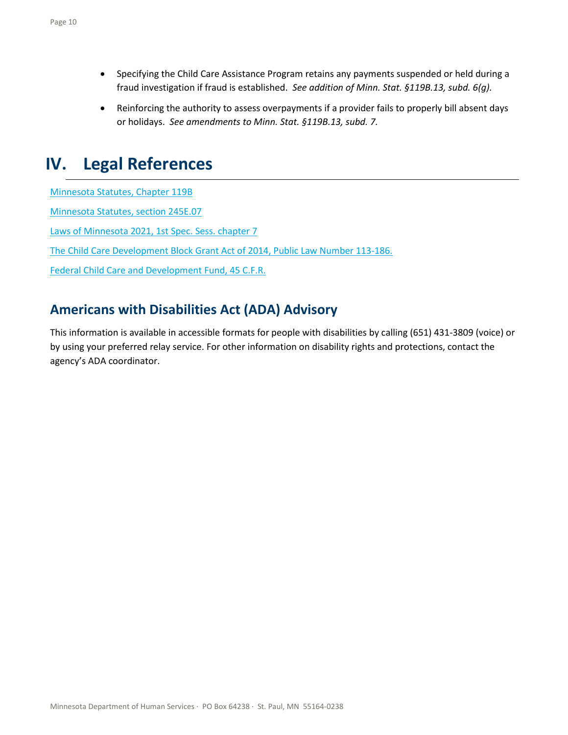- Specifying the Child Care Assistance Program retains any payments suspended or held during a fraud investigation if fraud is established. *See addition of Minn. Stat. §119B.13, subd. 6(g).*
- Reinforcing the authority to assess overpayments if a provider fails to properly bill absent days or holidays. *See amendments to Minn. Stat. §119B.13, subd. 7.*

# IV. Legal References

Minnesota Statutes, Chapter 119B

Minnesota Statutes, section 245E.07

Laws of Minnesota 2021, 1st Spec. Sess. chapter 7

The Child Care Development Block Grant Act of 2014, Public Law Number 113-186.

Federal Child Care and Development Fund, 45 C.F.R.

## Americans with Disabilities Act (ADA) Advisory

This information is available in accessible formats for people with disabilities by calling (651) 431-3809 (voice) or by using your preferred relay service. For other information on disability rights and protections, contact the agency's ADA coordinator.